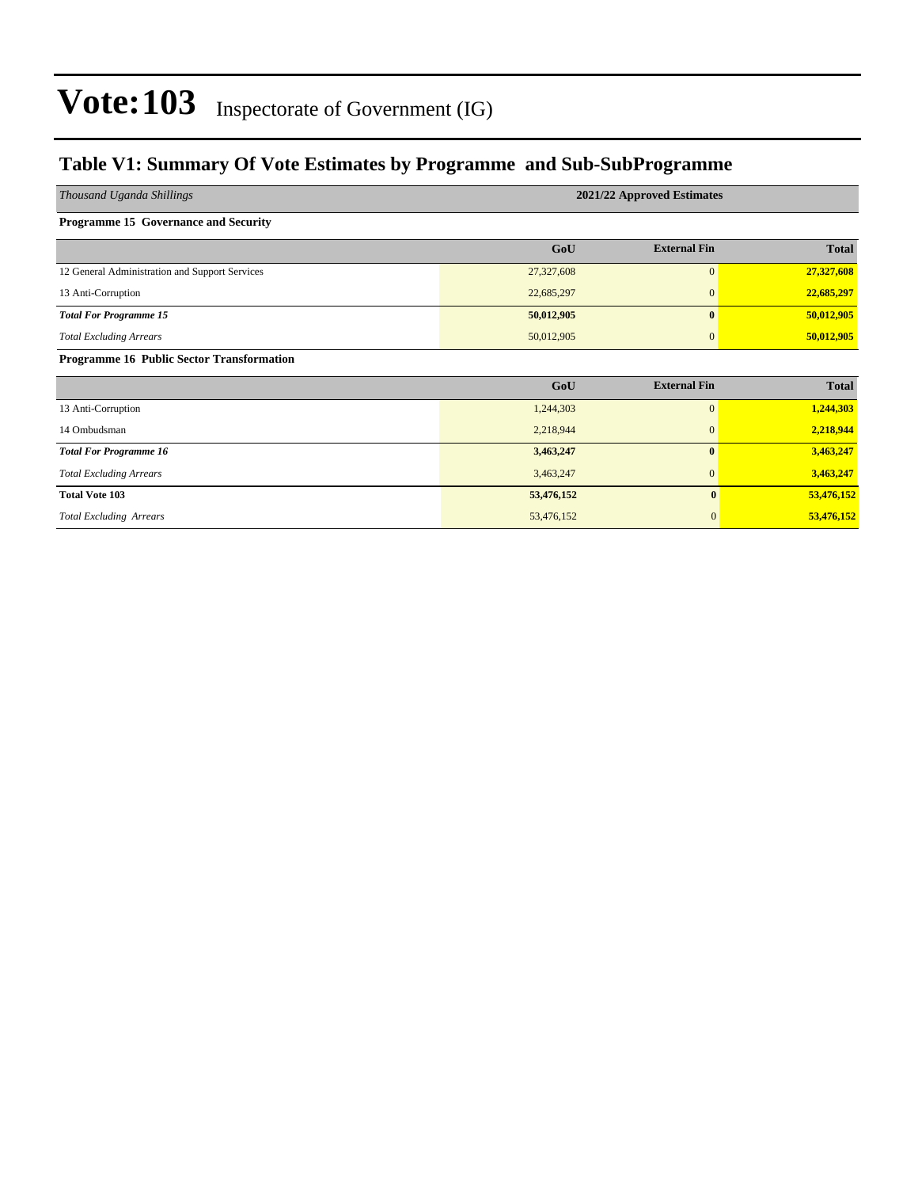# Vote:103 Inspectorate of Government (IG)

## Table V1: Summary Of Vote Estimates by Programme and Sub-SubProgramme

| *Thousand Uganda Shillings* | 2021/22 Approved Estimates | | |
|---|---|---|---|
| **Programme 15 Governance and Security** | | | |
| | **GoU** | **External Fin** | **Total** |
| 12 General Administration and Support Services | 27,327,608 | 0 | **27,327,608** |
| 13 Anti-Corruption | 22,685,297 | 0 | **22,685,297** |
| ***Total For Programme 15*** | **50,012,905** | **0** | **50,012,905** |
| *Total Excluding Arrears* | 50,012,905 | 0 | **50,012,905** |
| **Programme 16 Public Sector Transformation** | | | |
| | **GoU** | **External Fin** | **Total** |
| 13 Anti-Corruption | 1,244,303 | 0 | **1,244,303** |
| 14 Ombudsman | 2,218,944 | 0 | **2,218,944** |
| ***Total For Programme 16*** | **3,463,247** | **0** | **3,463,247** |
| *Total Excluding Arrears* | 3,463,247 | 0 | **3,463,247** |
| **Total Vote 103** | **53,476,152** | **0** | **53,476,152** |
| *Total Excluding Arrears* | 53,476,152 | 0 | **53,476,152** |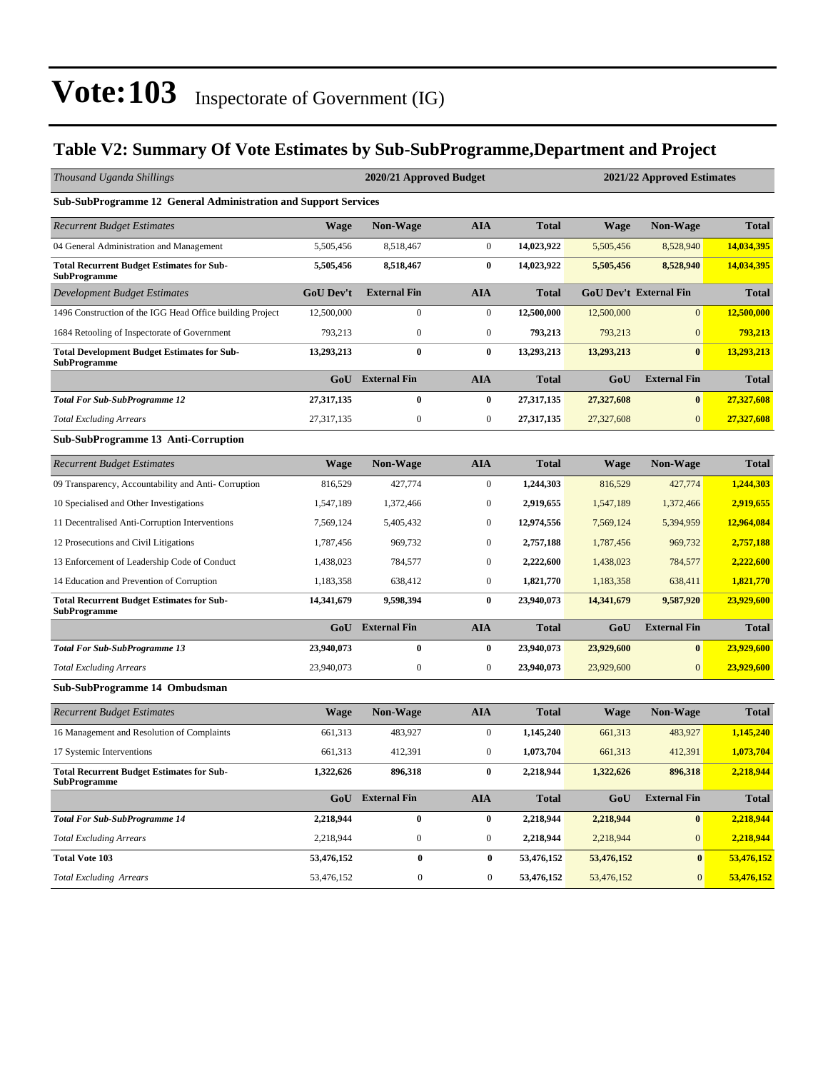# Vote:103 Inspectorate of Government (IG)

## Table V2: Summary Of Vote Estimates by Sub-SubProgramme,Department and Project

| *Thousand Uganda Shillings* | 2020/21 Approved Budget | | | | 2021/22 Approved Estimates | | |
|---|---|---|---|---|---|---|---|
| **Sub-SubProgramme 12 General Administration and Support Services** | | | | | | | |
| *Recurrent Budget Estimates* | **Wage** | **Non-Wage** | **AIA** | **Total** | **Wage** | **Non-Wage** | **Total** |
| 04 General Administration and Management | 5,505,456 | 8,518,467 | 0 | **14,023,922** | 5,505,456 | 8,528,940 | **14,034,395** |
| **Total Recurrent Budget Estimates for Sub-SubProgramme** | **5,505,456** | **8,518,467** | **0** | **14,023,922** | **5,505,456** | **8,528,940** | **14,034,395** |
| *Development Budget Estimates* | **GoU Dev't** | **External Fin** | **AIA** | **Total** | **GoU Dev't** | **External Fin** | **Total** |
| 1496 Construction of the IGG Head Office building Project | 12,500,000 | 0 | 0 | **12,500,000** | 12,500,000 | 0 | **12,500,000** |
| 1684 Retooling of Inspectorate of Government | 793,213 | 0 | 0 | **793,213** | 793,213 | 0 | **793,213** |
| **Total Development Budget Estimates for Sub-SubProgramme** | **13,293,213** | **0** | **0** | **13,293,213** | **13,293,213** | **0** | **13,293,213** |
| | **GoU** | **External Fin** | **AIA** | **Total** | **GoU** | **External Fin** | **Total** |
| ***Total For Sub-SubProgramme 12*** | **27,317,135** | **0** | **0** | **27,317,135** | **27,327,608** | **0** | **27,327,608** |
| *Total Excluding Arrears* | 27,317,135 | 0 | 0 | **27,317,135** | 27,327,608 | 0 | **27,327,608** |
| **Sub-SubProgramme 13 Anti-Corruption** | | | | | | | |
| *Recurrent Budget Estimates* | **Wage** | **Non-Wage** | **AIA** | **Total** | **Wage** | **Non-Wage** | **Total** |
| 09 Transparency, Accountability and Anti- Corruption | 816,529 | 427,774 | 0 | **1,244,303** | 816,529 | 427,774 | **1,244,303** |
| 10 Specialised and Other Investigations | 1,547,189 | 1,372,466 | 0 | **2,919,655** | 1,547,189 | 1,372,466 | **2,919,655** |
| 11 Decentralised Anti-Corruption Interventions | 7,569,124 | 5,405,432 | 0 | **12,974,556** | 7,569,124 | 5,394,959 | **12,964,084** |
| 12 Prosecutions and Civil Litigations | 1,787,456 | 969,732 | 0 | **2,757,188** | 1,787,456 | 969,732 | **2,757,188** |
| 13 Enforcement of Leadership Code of Conduct | 1,438,023 | 784,577 | 0 | **2,222,600** | 1,438,023 | 784,577 | **2,222,600** |
| 14 Education and Prevention of Corruption | 1,183,358 | 638,412 | 0 | **1,821,770** | 1,183,358 | 638,411 | **1,821,770** |
| **Total Recurrent Budget Estimates for Sub-SubProgramme** | **14,341,679** | **9,598,394** | **0** | **23,940,073** | **14,341,679** | **9,587,920** | **23,929,600** |
| | **GoU** | **External Fin** | **AIA** | **Total** | **GoU** | **External Fin** | **Total** |
| ***Total For Sub-SubProgramme 13*** | **23,940,073** | **0** | **0** | **23,940,073** | **23,929,600** | **0** | **23,929,600** |
| *Total Excluding Arrears* | 23,940,073 | 0 | 0 | **23,940,073** | 23,929,600 | 0 | **23,929,600** |
| **Sub-SubProgramme 14 Ombudsman** | | | | | | | |
| *Recurrent Budget Estimates* | **Wage** | **Non-Wage** | **AIA** | **Total** | **Wage** | **Non-Wage** | **Total** |
| 16 Management and Resolution of Complaints | 661,313 | 483,927 | 0 | **1,145,240** | 661,313 | 483,927 | **1,145,240** |
| 17 Systemic Interventions | 661,313 | 412,391 | 0 | **1,073,704** | 661,313 | 412,391 | **1,073,704** |
| **Total Recurrent Budget Estimates for Sub-SubProgramme** | **1,322,626** | **896,318** | **0** | **2,218,944** | **1,322,626** | **896,318** | **2,218,944** |
| | **GoU** | **External Fin** | **AIA** | **Total** | **GoU** | **External Fin** | **Total** |
| ***Total For Sub-SubProgramme 14*** | **2,218,944** | **0** | **0** | **2,218,944** | **2,218,944** | **0** | **2,218,944** |
| *Total Excluding Arrears* | 2,218,944 | 0 | 0 | **2,218,944** | 2,218,944 | 0 | **2,218,944** |
| **Total Vote 103** | **53,476,152** | **0** | **0** | **53,476,152** | **53,476,152** | **0** | **53,476,152** |
| *Total Excluding Arrears* | 53,476,152 | 0 | 0 | **53,476,152** | 53,476,152 | 0 | **53,476,152** |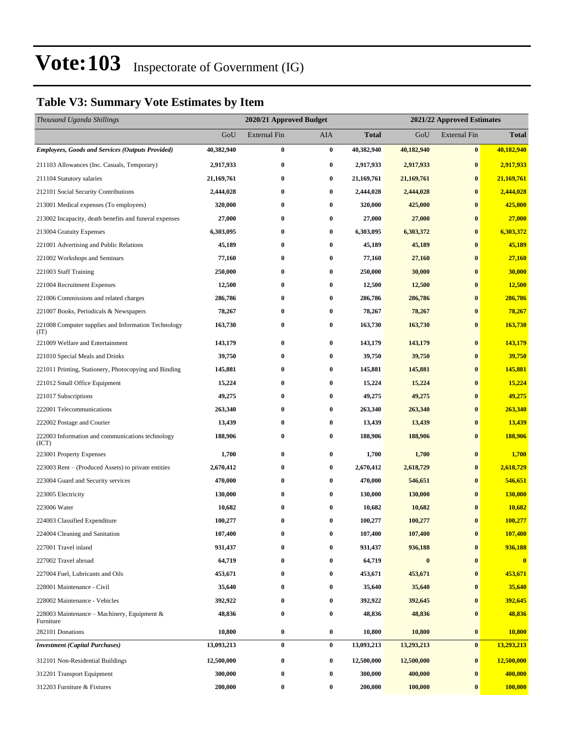# Vote:103 Inspectorate of Government (IG)

## Table V3: Summary Vote Estimates by Item

| *Thousand Uganda Shillings* | 2020/21 Approved Budget | | | | 2021/22 Approved Estimates | | |
|---|---|---|---|---|---|---|---|
| | GoU | External Fin | AIA | **Total** | GoU | External Fin | **Total** |
| ***Employees, Goods and Services (Outputs Provided)*** | **40,382,940** | **0** | **0** | **40,382,940** | **40,182,940** | **0** | **40,182,940** |
| 211103 Allowances (Inc. Casuals, Temporary) | **2,917,933** | **0** | **0** | **2,917,933** | **2,917,933** | **0** | **2,917,933** |
| 211104 Statutory salaries | **21,169,761** | **0** | **0** | **21,169,761** | **21,169,761** | **0** | **21,169,761** |
| 212101 Social Security Contributions | **2,444,028** | **0** | **0** | **2,444,028** | **2,444,028** | **0** | **2,444,028** |
| 213001 Medical expenses (To employees) | **320,000** | **0** | **0** | **320,000** | **425,000** | **0** | **425,000** |
| 213002 Incapacity, death benefits and funeral expenses | **27,000** | **0** | **0** | **27,000** | **27,000** | **0** | **27,000** |
| 213004 Gratuity Expenses | **6,303,095** | **0** | **0** | **6,303,095** | **6,303,372** | **0** | **6,303,372** |
| 221001 Advertising and Public Relations | **45,189** | **0** | **0** | **45,189** | **45,189** | **0** | **45,189** |
| 221002 Workshops and Seminars | **77,160** | **0** | **0** | **77,160** | **27,160** | **0** | **27,160** |
| 221003 Staff Training | **250,000** | **0** | **0** | **250,000** | **30,000** | **0** | **30,000** |
| 221004 Recruitment Expenses | **12,500** | **0** | **0** | **12,500** | **12,500** | **0** | **12,500** |
| 221006 Commissions and related charges | **286,786** | **0** | **0** | **286,786** | **286,786** | **0** | **286,786** |
| 221007 Books, Periodicals & Newspapers | **78,267** | **0** | **0** | **78,267** | **78,267** | **0** | **78,267** |
| 221008 Computer supplies and Information Technology (IT) | **163,730** | **0** | **0** | **163,730** | **163,730** | **0** | **163,730** |
| 221009 Welfare and Entertainment | **143,179** | **0** | **0** | **143,179** | **143,179** | **0** | **143,179** |
| 221010 Special Meals and Drinks | **39,750** | **0** | **0** | **39,750** | **39,750** | **0** | **39,750** |
| 221011 Printing, Stationery, Photocopying and Binding | **145,881** | **0** | **0** | **145,881** | **145,881** | **0** | **145,881** |
| 221012 Small Office Equipment | **15,224** | **0** | **0** | **15,224** | **15,224** | **0** | **15,224** |
| 221017 Subscriptions | **49,275** | **0** | **0** | **49,275** | **49,275** | **0** | **49,275** |
| 222001 Telecommunications | **263,340** | **0** | **0** | **263,340** | **263,340** | **0** | **263,340** |
| 222002 Postage and Courier | **13,439** | **0** | **0** | **13,439** | **13,439** | **0** | **13,439** |
| 222003 Information and communications technology (ICT) | **188,906** | **0** | **0** | **188,906** | **188,906** | **0** | **188,906** |
| 223001 Property Expenses | **1,700** | **0** | **0** | **1,700** | **1,700** | **0** | **1,700** |
| 223003 Rent – (Produced Assets) to private entities | **2,670,412** | **0** | **0** | **2,670,412** | **2,618,729** | **0** | **2,618,729** |
| 223004 Guard and Security services | **470,000** | **0** | **0** | **470,000** | **546,651** | **0** | **546,651** |
| 223005 Electricity | **130,000** | **0** | **0** | **130,000** | **130,000** | **0** | **130,000** |
| 223006 Water | **10,682** | **0** | **0** | **10,682** | **10,682** | **0** | **10,682** |
| 224003 Classified Expenditure | **100,277** | **0** | **0** | **100,277** | **100,277** | **0** | **100,277** |
| 224004 Cleaning and Sanitation | **107,400** | **0** | **0** | **107,400** | **107,400** | **0** | **107,400** |
| 227001 Travel inland | **931,437** | **0** | **0** | **931,437** | **936,188** | **0** | **936,188** |
| 227002 Travel abroad | **64,719** | **0** | **0** | **64,719** | **0** | **0** | **0** |
| 227004 Fuel, Lubricants and Oils | **453,671** | **0** | **0** | **453,671** | **453,671** | **0** | **453,671** |
| 228001 Maintenance - Civil | **35,640** | **0** | **0** | **35,640** | **35,640** | **0** | **35,640** |
| 228002 Maintenance - Vehicles | **392,922** | **0** | **0** | **392,922** | **392,645** | **0** | **392,645** |
| 228003 Maintenance – Machinery, Equipment & Furniture | **48,836** | **0** | **0** | **48,836** | **48,836** | **0** | **48,836** |
| 282101 Donations | **10,800** | **0** | **0** | **10,800** | **10,800** | **0** | **10,800** |
| ***Investment (Capital Purchases)*** | **13,093,213** | **0** | **0** | **13,093,213** | **13,293,213** | **0** | **13,293,213** |
| 312101 Non-Residential Buildings | **12,500,000** | **0** | **0** | **12,500,000** | **12,500,000** | **0** | **12,500,000** |
| 312201 Transport Equipment | **300,000** | **0** | **0** | **300,000** | **400,000** | **0** | **400,000** |
| 312203 Furniture & Fixtures | **200,000** | **0** | **0** | **200,000** | **100,000** | **0** | **100,000** |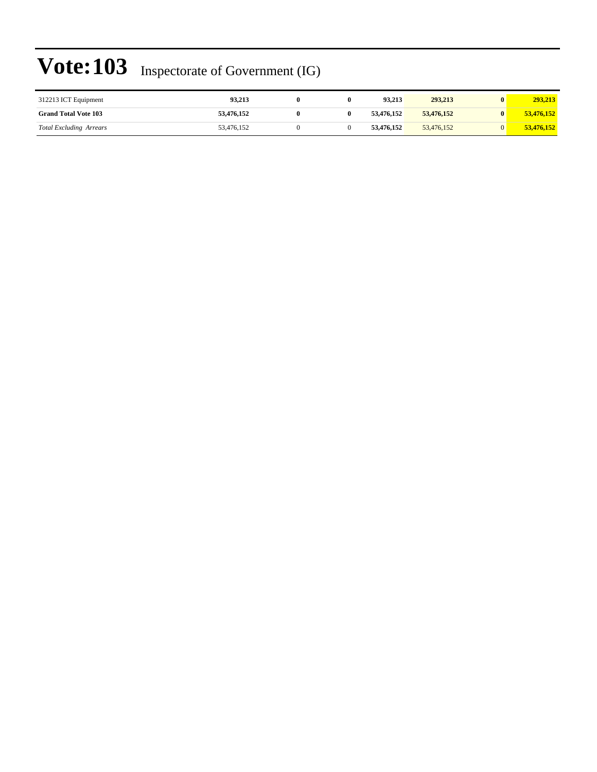# Vote:103 Inspectorate of Government (IG)

| | | | | | | | |
|---|---|---|---|---|---|---|---|
| 312213 ICT Equipment | **93,213** | **0** | **0** | **93,213** | **293,213** | **0** | **293,213** |
| **Grand Total Vote 103** | **53,476,152** | **0** | **0** | **53,476,152** | **53,476,152** | **0** | **53,476,152** |
| *Total Excluding Arrears* | 53,476,152 | 0 | 0 | **53,476,152** | 53,476,152 | 0 | **53,476,152** |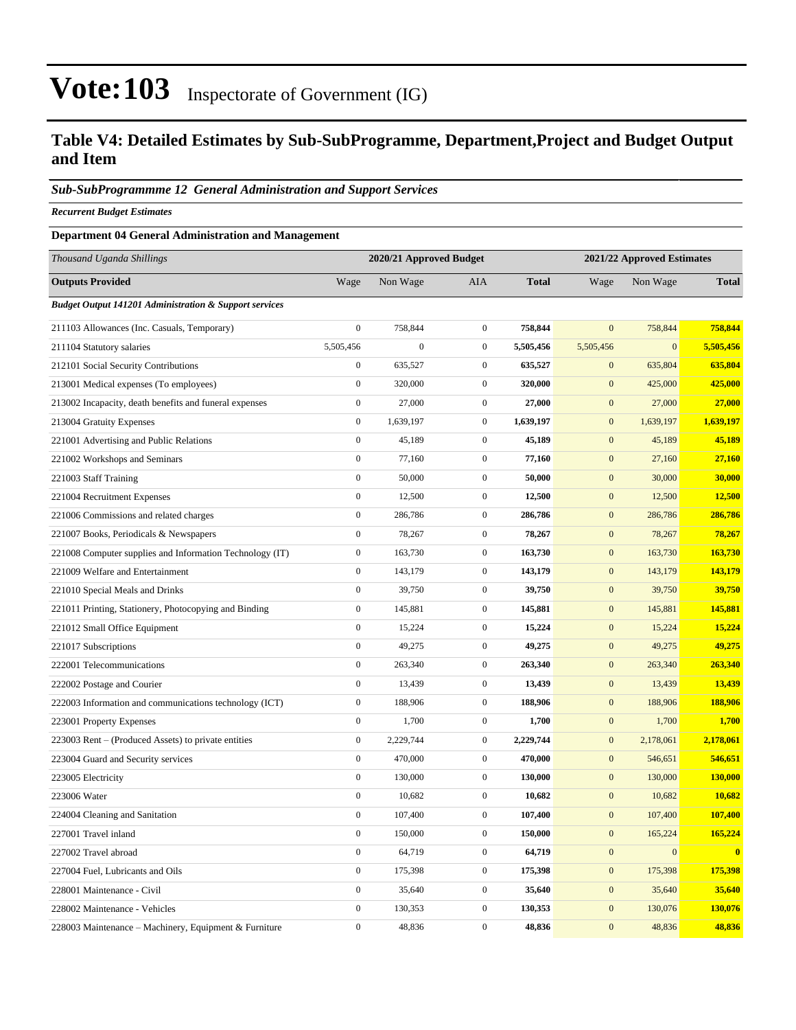# Vote:103 Inspectorate of Government (IG)

## Table V4: Detailed Estimates by Sub-SubProgramme, Department,Project and Budget Output and Item

### *Sub-SubProgrammme 12 General Administration and Support Services*

***Recurrent Budget Estimates***

**Department 04 General Administration and Management**

| *Thousand Uganda Shillings* | 2020/21 Approved Budget | | | | 2021/22 Approved Estimates | | |
|---|---|---|---|---|---|---|---|
| **Outputs Provided** | Wage | Non Wage | AIA | **Total** | Wage | Non Wage | **Total** |
| ***Budget Output 141201 Administration & Support services*** | | | | | | | |
| 211103 Allowances (Inc. Casuals, Temporary) | 0 | 758,844 | 0 | **758,844** | 0 | 758,844 | **758,844** |
| 211104 Statutory salaries | 5,505,456 | 0 | 0 | **5,505,456** | 5,505,456 | 0 | **5,505,456** |
| 212101 Social Security Contributions | 0 | 635,527 | 0 | **635,527** | 0 | 635,804 | **635,804** |
| 213001 Medical expenses (To employees) | 0 | 320,000 | 0 | **320,000** | 0 | 425,000 | **425,000** |
| 213002 Incapacity, death benefits and funeral expenses | 0 | 27,000 | 0 | **27,000** | 0 | 27,000 | **27,000** |
| 213004 Gratuity Expenses | 0 | 1,639,197 | 0 | **1,639,197** | 0 | 1,639,197 | **1,639,197** |
| 221001 Advertising and Public Relations | 0 | 45,189 | 0 | **45,189** | 0 | 45,189 | **45,189** |
| 221002 Workshops and Seminars | 0 | 77,160 | 0 | **77,160** | 0 | 27,160 | **27,160** |
| 221003 Staff Training | 0 | 50,000 | 0 | **50,000** | 0 | 30,000 | **30,000** |
| 221004 Recruitment Expenses | 0 | 12,500 | 0 | **12,500** | 0 | 12,500 | **12,500** |
| 221006 Commissions and related charges | 0 | 286,786 | 0 | **286,786** | 0 | 286,786 | **286,786** |
| 221007 Books, Periodicals & Newspapers | 0 | 78,267 | 0 | **78,267** | 0 | 78,267 | **78,267** |
| 221008 Computer supplies and Information Technology (IT) | 0 | 163,730 | 0 | **163,730** | 0 | 163,730 | **163,730** |
| 221009 Welfare and Entertainment | 0 | 143,179 | 0 | **143,179** | 0 | 143,179 | **143,179** |
| 221010 Special Meals and Drinks | 0 | 39,750 | 0 | **39,750** | 0 | 39,750 | **39,750** |
| 221011 Printing, Stationery, Photocopying and Binding | 0 | 145,881 | 0 | **145,881** | 0 | 145,881 | **145,881** |
| 221012 Small Office Equipment | 0 | 15,224 | 0 | **15,224** | 0 | 15,224 | **15,224** |
| 221017 Subscriptions | 0 | 49,275 | 0 | **49,275** | 0 | 49,275 | **49,275** |
| 222001 Telecommunications | 0 | 263,340 | 0 | **263,340** | 0 | 263,340 | **263,340** |
| 222002 Postage and Courier | 0 | 13,439 | 0 | **13,439** | 0 | 13,439 | **13,439** |
| 222003 Information and communications technology (ICT) | 0 | 188,906 | 0 | **188,906** | 0 | 188,906 | **188,906** |
| 223001 Property Expenses | 0 | 1,700 | 0 | **1,700** | 0 | 1,700 | **1,700** |
| 223003 Rent – (Produced Assets) to private entities | 0 | 2,229,744 | 0 | **2,229,744** | 0 | 2,178,061 | **2,178,061** |
| 223004 Guard and Security services | 0 | 470,000 | 0 | **470,000** | 0 | 546,651 | **546,651** |
| 223005 Electricity | 0 | 130,000 | 0 | **130,000** | 0 | 130,000 | **130,000** |
| 223006 Water | 0 | 10,682 | 0 | **10,682** | 0 | 10,682 | **10,682** |
| 224004 Cleaning and Sanitation | 0 | 107,400 | 0 | **107,400** | 0 | 107,400 | **107,400** |
| 227001 Travel inland | 0 | 150,000 | 0 | **150,000** | 0 | 165,224 | **165,224** |
| 227002 Travel abroad | 0 | 64,719 | 0 | **64,719** | 0 | 0 | **0** |
| 227004 Fuel, Lubricants and Oils | 0 | 175,398 | 0 | **175,398** | 0 | 175,398 | **175,398** |
| 228001 Maintenance - Civil | 0 | 35,640 | 0 | **35,640** | 0 | 35,640 | **35,640** |
| 228002 Maintenance - Vehicles | 0 | 130,353 | 0 | **130,353** | 0 | 130,076 | **130,076** |
| 228003 Maintenance – Machinery, Equipment & Furniture | 0 | 48,836 | 0 | **48,836** | 0 | 48,836 | **48,836** |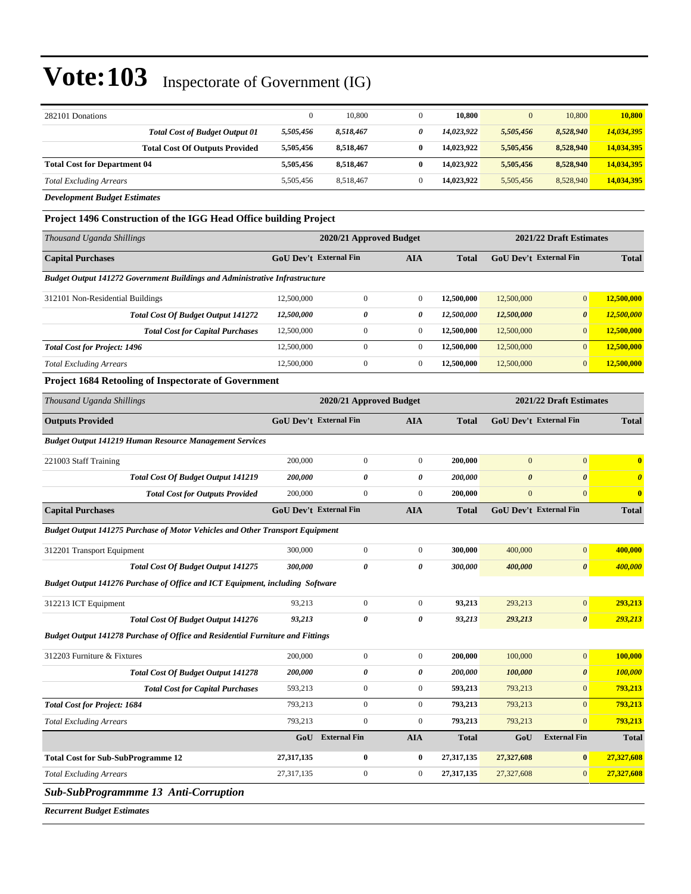# Vote:103 Inspectorate of Government (IG)

| | | | | | | | |
|---|---|---|---|---|---|---|---|
| 282101 Donations | 0 | 10,800 | 0 | **10,800** | 0 | 10,800 | **10,800** |
| ***Total Cost of Budget Output 01*** | ***5,505,456*** | ***8,518,467*** | ***0*** | ***14,023,922*** | ***5,505,456*** | ***8,528,940*** | ***14,034,395*** |
| **Total Cost Of Outputs Provided** | **5,505,456** | **8,518,467** | **0** | **14,023,922** | **5,505,456** | **8,528,940** | **14,034,395** |
| **Total Cost for Department 04** | **5,505,456** | **8,518,467** | **0** | **14,023,922** | **5,505,456** | **8,528,940** | **14,034,395** |
| *Total Excluding Arrears* | 5,505,456 | 8,518,467 | 0 | **14,023,922** | 5,505,456 | 8,528,940 | **14,034,395** |

***Development Budget Estimates***

### Project 1496 Construction of the IGG Head Office building Project

| *Thousand Uganda Shillings* | 2020/21 Approved Budget | | | | 2021/22 Draft Estimates | | |
|---|---|---|---|---|---|---|---|
| **Capital Purchases** | **GoU Dev't** | **External Fin** | **AIA** | **Total** | **GoU Dev't** | **External Fin** | **Total** |
| ***Budget Output 141272 Government Buildings and Administrative Infrastructure*** | | | | | | | |
| 312101 Non-Residential Buildings | 12,500,000 | 0 | 0 | **12,500,000** | 12,500,000 | 0 | **12,500,000** |
| ***Total Cost Of Budget Output 141272*** | ***12,500,000*** | ***0*** | ***0*** | ***12,500,000*** | ***12,500,000*** | ***0*** | ***12,500,000*** |
| ***Total Cost for Capital Purchases*** | 12,500,000 | 0 | 0 | **12,500,000** | 12,500,000 | 0 | **12,500,000** |
| ***Total Cost for Project: 1496*** | 12,500,000 | 0 | 0 | **12,500,000** | 12,500,000 | 0 | **12,500,000** |
| *Total Excluding Arrears* | 12,500,000 | 0 | 0 | **12,500,000** | 12,500,000 | 0 | **12,500,000** |

### Project 1684 Retooling of Inspectorate of Government

| *Thousand Uganda Shillings* | 2020/21 Approved Budget | | | | 2021/22 Draft Estimates | | |
|---|---|---|---|---|---|---|---|
| **Outputs Provided** | **GoU Dev't** | **External Fin** | **AIA** | **Total** | **GoU Dev't** | **External Fin** | **Total** |
| ***Budget Output 141219 Human Resource Management Services*** | | | | | | | |
| 221003 Staff Training | 200,000 | 0 | 0 | **200,000** | 0 | 0 | **0** |
| ***Total Cost Of Budget Output 141219*** | ***200,000*** | ***0*** | ***0*** | ***200,000*** | ***0*** | ***0*** | ***0*** |
| ***Total Cost for Outputs Provided*** | 200,000 | 0 | 0 | **200,000** | 0 | 0 | **0** |
| **Capital Purchases** | **GoU Dev't** | **External Fin** | **AIA** | **Total** | **GoU Dev't** | **External Fin** | **Total** |
| ***Budget Output 141275 Purchase of Motor Vehicles and Other Transport Equipment*** | | | | | | | |
| 312201 Transport Equipment | 300,000 | 0 | 0 | **300,000** | 400,000 | 0 | **400,000** |
| ***Total Cost Of Budget Output 141275*** | ***300,000*** | ***0*** | ***0*** | ***300,000*** | ***400,000*** | ***0*** | ***400,000*** |
| ***Budget Output 141276 Purchase of Office and ICT Equipment, including Software*** | | | | | | | |
| 312213 ICT Equipment | 93,213 | 0 | 0 | **93,213** | 293,213 | 0 | **293,213** |
| ***Total Cost Of Budget Output 141276*** | ***93,213*** | ***0*** | ***0*** | ***93,213*** | ***293,213*** | ***0*** | ***293,213*** |
| ***Budget Output 141278 Purchase of Office and Residential Furniture and Fittings*** | | | | | | | |
| 312203 Furniture & Fixtures | 200,000 | 0 | 0 | **200,000** | 100,000 | 0 | **100,000** |
| ***Total Cost Of Budget Output 141278*** | ***200,000*** | ***0*** | ***0*** | ***200,000*** | ***100,000*** | ***0*** | ***100,000*** |
| ***Total Cost for Capital Purchases*** | 593,213 | 0 | 0 | **593,213** | 793,213 | 0 | **793,213** |
| ***Total Cost for Project: 1684*** | 793,213 | 0 | 0 | **793,213** | 793,213 | 0 | **793,213** |
| *Total Excluding Arrears* | 793,213 | 0 | 0 | **793,213** | 793,213 | 0 | **793,213** |
| | **GoU** | **External Fin** | **AIA** | **Total** | **GoU** | **External Fin** | **Total** |
| **Total Cost for Sub-SubProgramme 12** | **27,317,135** | **0** | **0** | **27,317,135** | **27,327,608** | **0** | **27,327,608** |
| *Total Excluding Arrears* | 27,317,135 | 0 | 0 | **27,317,135** | 27,327,608 | 0 | **27,327,608** |

## *Sub-SubProgrammme 13 Anti-Corruption*

***Recurrent Budget Estimates***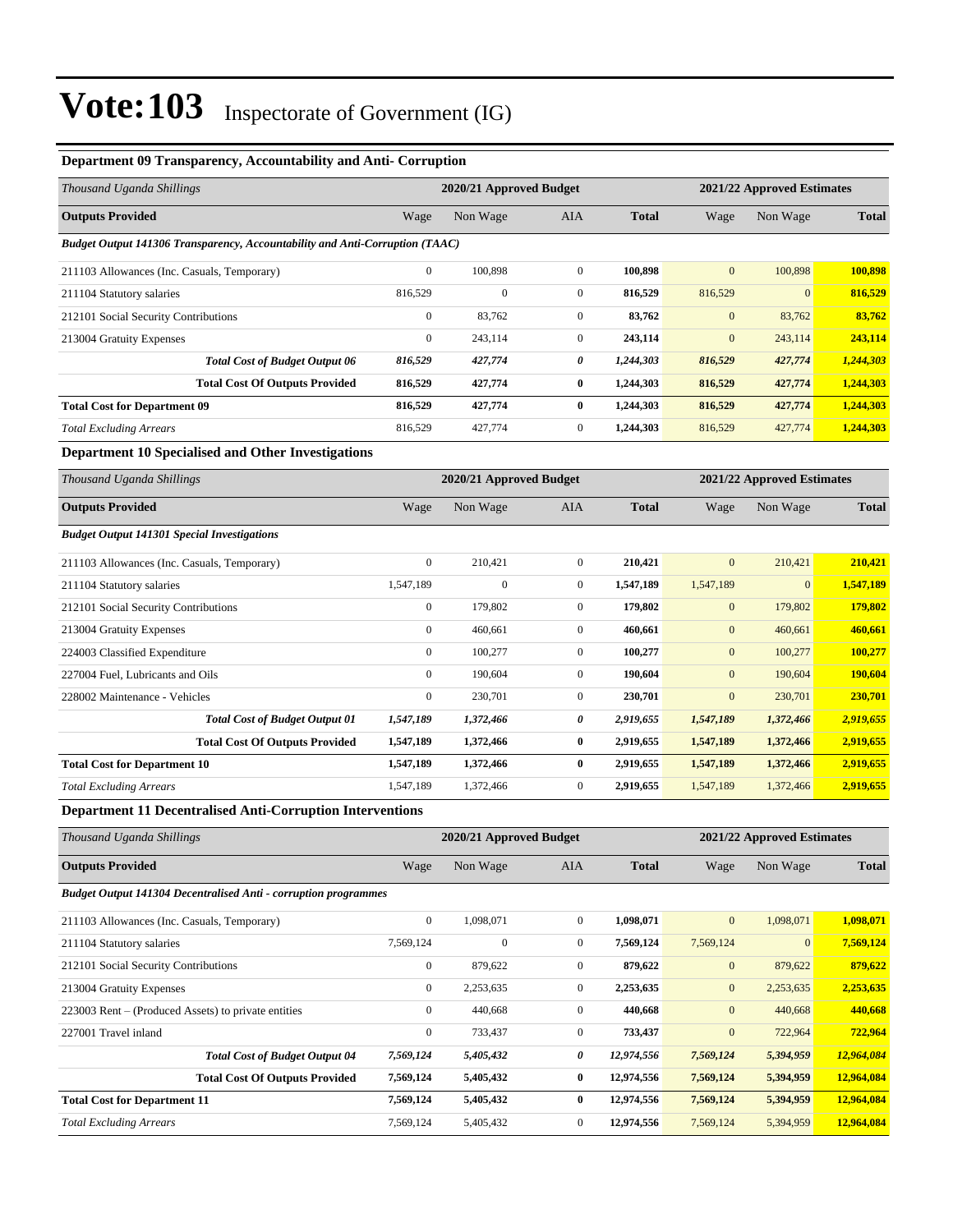# Vote:103 Inspectorate of Government (IG)

### Department 09 Transparency, Accountability and Anti- Corruption

| *Thousand Uganda Shillings* | 2020/21 Approved Budget | | | | 2021/22 Approved Estimates | | |
|---|---|---|---|---|---|---|---|
| **Outputs Provided** | Wage | Non Wage | AIA | **Total** | Wage | Non Wage | **Total** |
| ***Budget Output 141306 Transparency, Accountability and Anti-Corruption (TAAC)*** | | | | | | | |
| 211103 Allowances (Inc. Casuals, Temporary) | 0 | 100,898 | 0 | **100,898** | 0 | 100,898 | **100,898** |
| 211104 Statutory salaries | 816,529 | 0 | 0 | **816,529** | 816,529 | 0 | **816,529** |
| 212101 Social Security Contributions | 0 | 83,762 | 0 | **83,762** | 0 | 83,762 | **83,762** |
| 213004 Gratuity Expenses | 0 | 243,114 | 0 | **243,114** | 0 | 243,114 | **243,114** |
| ***Total Cost of Budget Output 06*** | ***816,529*** | ***427,774*** | ***0*** | ***1,244,303*** | ***816,529*** | ***427,774*** | ***1,244,303*** |
| **Total Cost Of Outputs Provided** | **816,529** | **427,774** | **0** | **1,244,303** | **816,529** | **427,774** | **1,244,303** |
| **Total Cost for Department 09** | **816,529** | **427,774** | **0** | **1,244,303** | **816,529** | **427,774** | **1,244,303** |
| *Total Excluding Arrears* | 816,529 | 427,774 | 0 | **1,244,303** | 816,529 | 427,774 | **1,244,303** |

### Department 10 Specialised and Other Investigations

| *Thousand Uganda Shillings* | 2020/21 Approved Budget | | | | 2021/22 Approved Estimates | | |
|---|---|---|---|---|---|---|---|
| **Outputs Provided** | Wage | Non Wage | AIA | **Total** | Wage | Non Wage | **Total** |
| ***Budget Output 141301 Special Investigations*** | | | | | | | |
| 211103 Allowances (Inc. Casuals, Temporary) | 0 | 210,421 | 0 | **210,421** | 0 | 210,421 | **210,421** |
| 211104 Statutory salaries | 1,547,189 | 0 | 0 | **1,547,189** | 1,547,189 | 0 | **1,547,189** |
| 212101 Social Security Contributions | 0 | 179,802 | 0 | **179,802** | 0 | 179,802 | **179,802** |
| 213004 Gratuity Expenses | 0 | 460,661 | 0 | **460,661** | 0 | 460,661 | **460,661** |
| 224003 Classified Expenditure | 0 | 100,277 | 0 | **100,277** | 0 | 100,277 | **100,277** |
| 227004 Fuel, Lubricants and Oils | 0 | 190,604 | 0 | **190,604** | 0 | 190,604 | **190,604** |
| 228002 Maintenance - Vehicles | 0 | 230,701 | 0 | **230,701** | 0 | 230,701 | **230,701** |
| ***Total Cost of Budget Output 01*** | ***1,547,189*** | ***1,372,466*** | ***0*** | ***2,919,655*** | ***1,547,189*** | ***1,372,466*** | ***2,919,655*** |
| **Total Cost Of Outputs Provided** | **1,547,189** | **1,372,466** | **0** | **2,919,655** | **1,547,189** | **1,372,466** | **2,919,655** |
| **Total Cost for Department 10** | **1,547,189** | **1,372,466** | **0** | **2,919,655** | **1,547,189** | **1,372,466** | **2,919,655** |
| *Total Excluding Arrears* | 1,547,189 | 1,372,466 | 0 | **2,919,655** | 1,547,189 | 1,372,466 | **2,919,655** |

### Department 11 Decentralised Anti-Corruption Interventions

| *Thousand Uganda Shillings* | 2020/21 Approved Budget | | | | 2021/22 Approved Estimates | | |
|---|---|---|---|---|---|---|---|
| **Outputs Provided** | Wage | Non Wage | AIA | **Total** | Wage | Non Wage | **Total** |
| ***Budget Output 141304 Decentralised Anti - corruption programmes*** | | | | | | | |
| 211103 Allowances (Inc. Casuals, Temporary) | 0 | 1,098,071 | 0 | **1,098,071** | 0 | 1,098,071 | **1,098,071** |
| 211104 Statutory salaries | 7,569,124 | 0 | 0 | **7,569,124** | 7,569,124 | 0 | **7,569,124** |
| 212101 Social Security Contributions | 0 | 879,622 | 0 | **879,622** | 0 | 879,622 | **879,622** |
| 213004 Gratuity Expenses | 0 | 2,253,635 | 0 | **2,253,635** | 0 | 2,253,635 | **2,253,635** |
| 223003 Rent – (Produced Assets) to private entities | 0 | 440,668 | 0 | **440,668** | 0 | 440,668 | **440,668** |
| 227001 Travel inland | 0 | 733,437 | 0 | **733,437** | 0 | 722,964 | **722,964** |
| ***Total Cost of Budget Output 04*** | ***7,569,124*** | ***5,405,432*** | ***0*** | ***12,974,556*** | ***7,569,124*** | ***5,394,959*** | ***12,964,084*** |
| **Total Cost Of Outputs Provided** | **7,569,124** | **5,405,432** | **0** | **12,974,556** | **7,569,124** | **5,394,959** | **12,964,084** |
| **Total Cost for Department 11** | **7,569,124** | **5,405,432** | **0** | **12,974,556** | **7,569,124** | **5,394,959** | **12,964,084** |
| *Total Excluding Arrears* | 7,569,124 | 5,405,432 | 0 | **12,974,556** | 7,569,124 | 5,394,959 | **12,964,084** |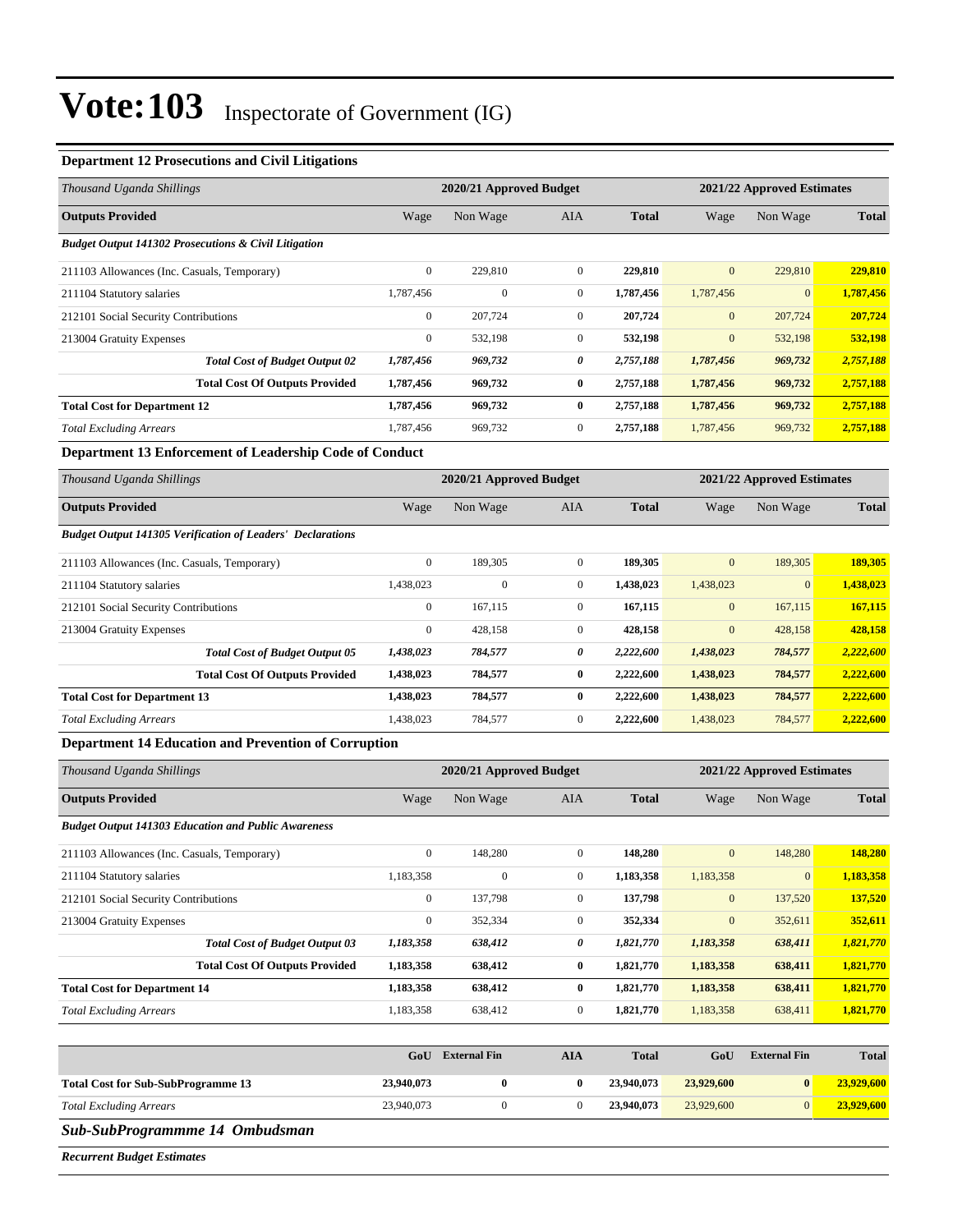# Vote:103 Inspectorate of Government (IG)

### Department 12 Prosecutions and Civil Litigations

| *Thousand Uganda Shillings* | 2020/21 Approved Budget | | | | 2021/22 Approved Estimates | | |
|---|---|---|---|---|---|---|---|
| **Outputs Provided** | Wage | Non Wage | AIA | **Total** | Wage | Non Wage | **Total** |
| ***Budget Output 141302 Prosecutions & Civil Litigation*** | | | | | | | |
| 211103 Allowances (Inc. Casuals, Temporary) | 0 | 229,810 | 0 | **229,810** | 0 | 229,810 | **229,810** |
| 211104 Statutory salaries | 1,787,456 | 0 | 0 | **1,787,456** | 1,787,456 | 0 | **1,787,456** |
| 212101 Social Security Contributions | 0 | 207,724 | 0 | **207,724** | 0 | 207,724 | **207,724** |
| 213004 Gratuity Expenses | 0 | 532,198 | 0 | **532,198** | 0 | 532,198 | **532,198** |
| ***Total Cost of Budget Output 02*** | ***1,787,456*** | ***969,732*** | ***0*** | ***2,757,188*** | ***1,787,456*** | ***969,732*** | ***2,757,188*** |
| **Total Cost Of Outputs Provided** | **1,787,456** | **969,732** | **0** | **2,757,188** | **1,787,456** | **969,732** | **2,757,188** |
| **Total Cost for Department 12** | **1,787,456** | **969,732** | **0** | **2,757,188** | **1,787,456** | **969,732** | **2,757,188** |
| *Total Excluding Arrears* | 1,787,456 | 969,732 | 0 | **2,757,188** | 1,787,456 | 969,732 | **2,757,188** |

### Department 13 Enforcement of Leadership Code of Conduct

| *Thousand Uganda Shillings* | 2020/21 Approved Budget | | | | 2021/22 Approved Estimates | | |
|---|---|---|---|---|---|---|---|
| **Outputs Provided** | Wage | Non Wage | AIA | **Total** | Wage | Non Wage | **Total** |
| ***Budget Output 141305 Verification of Leaders' Declarations*** | | | | | | | |
| 211103 Allowances (Inc. Casuals, Temporary) | 0 | 189,305 | 0 | **189,305** | 0 | 189,305 | **189,305** |
| 211104 Statutory salaries | 1,438,023 | 0 | 0 | **1,438,023** | 1,438,023 | 0 | **1,438,023** |
| 212101 Social Security Contributions | 0 | 167,115 | 0 | **167,115** | 0 | 167,115 | **167,115** |
| 213004 Gratuity Expenses | 0 | 428,158 | 0 | **428,158** | 0 | 428,158 | **428,158** |
| ***Total Cost of Budget Output 05*** | ***1,438,023*** | ***784,577*** | ***0*** | ***2,222,600*** | ***1,438,023*** | ***784,577*** | ***2,222,600*** |
| **Total Cost Of Outputs Provided** | **1,438,023** | **784,577** | **0** | **2,222,600** | **1,438,023** | **784,577** | **2,222,600** |
| **Total Cost for Department 13** | **1,438,023** | **784,577** | **0** | **2,222,600** | **1,438,023** | **784,577** | **2,222,600** |
| *Total Excluding Arrears* | 1,438,023 | 784,577 | 0 | **2,222,600** | 1,438,023 | 784,577 | **2,222,600** |

### Department 14 Education and Prevention of Corruption

| *Thousand Uganda Shillings* | 2020/21 Approved Budget | | | | 2021/22 Approved Estimates | | |
|---|---|---|---|---|---|---|---|
| **Outputs Provided** | Wage | Non Wage | AIA | **Total** | Wage | Non Wage | **Total** |
| ***Budget Output 141303 Education and Public Awareness*** | | | | | | | |
| 211103 Allowances (Inc. Casuals, Temporary) | 0 | 148,280 | 0 | **148,280** | 0 | 148,280 | **148,280** |
| 211104 Statutory salaries | 1,183,358 | 0 | 0 | **1,183,358** | 1,183,358 | 0 | **1,183,358** |
| 212101 Social Security Contributions | 0 | 137,798 | 0 | **137,798** | 0 | 137,520 | **137,520** |
| 213004 Gratuity Expenses | 0 | 352,334 | 0 | **352,334** | 0 | 352,611 | **352,611** |
| ***Total Cost of Budget Output 03*** | ***1,183,358*** | ***638,412*** | ***0*** | ***1,821,770*** | ***1,183,358*** | ***638,411*** | ***1,821,770*** |
| **Total Cost Of Outputs Provided** | **1,183,358** | **638,412** | **0** | **1,821,770** | **1,183,358** | **638,411** | **1,821,770** |
| **Total Cost for Department 14** | **1,183,358** | **638,412** | **0** | **1,821,770** | **1,183,358** | **638,411** | **1,821,770** |
| *Total Excluding Arrears* | 1,183,358 | 638,412 | 0 | **1,821,770** | 1,183,358 | 638,411 | **1,821,770** |

| | **GoU** | **External Fin** | **AIA** | **Total** | **GoU** | **External Fin** | **Total** |
|---|---|---|---|---|---|---|---|
| **Total Cost for Sub-SubProgramme 13** | **23,940,073** | **0** | **0** | **23,940,073** | **23,929,600** | **0** | **23,929,600** |
| *Total Excluding Arrears* | 23,940,073 | 0 | 0 | **23,940,073** | 23,929,600 | 0 | **23,929,600** |

## *Sub-SubProgrammme 14 Ombudsman*

***Recurrent Budget Estimates***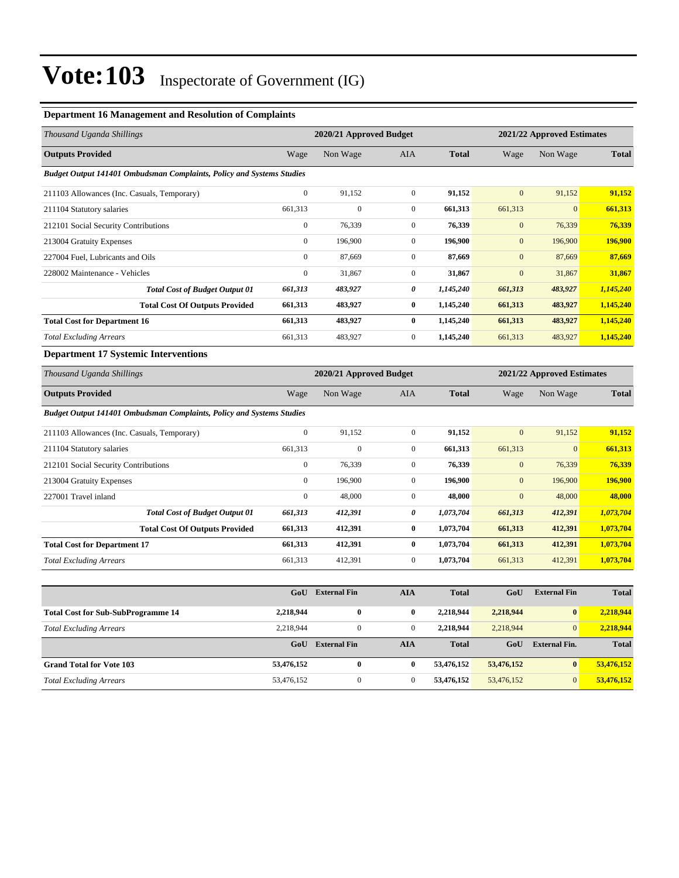# Vote:103 Inspectorate of Government (IG)

### Department 16 Management and Resolution of Complaints

| *Thousand Uganda Shillings* | 2020/21 Approved Budget | | | | 2021/22 Approved Estimates | | |
|---|---|---|---|---|---|---|---|
| **Outputs Provided** | Wage | Non Wage | AIA | **Total** | Wage | Non Wage | **Total** |
| ***Budget Output 141401 Ombudsman Complaints, Policy and Systems Studies*** | | | | | | | |
| 211103 Allowances (Inc. Casuals, Temporary) | 0 | 91,152 | 0 | **91,152** | 0 | 91,152 | **91,152** |
| 211104 Statutory salaries | 661,313 | 0 | 0 | **661,313** | 661,313 | 0 | **661,313** |
| 212101 Social Security Contributions | 0 | 76,339 | 0 | **76,339** | 0 | 76,339 | **76,339** |
| 213004 Gratuity Expenses | 0 | 196,900 | 0 | **196,900** | 0 | 196,900 | **196,900** |
| 227004 Fuel, Lubricants and Oils | 0 | 87,669 | 0 | **87,669** | 0 | 87,669 | **87,669** |
| 228002 Maintenance - Vehicles | 0 | 31,867 | 0 | **31,867** | 0 | 31,867 | **31,867** |
| ***Total Cost of Budget Output 01*** | ***661,313*** | ***483,927*** | ***0*** | ***1,145,240*** | ***661,313*** | ***483,927*** | ***1,145,240*** |
| **Total Cost Of Outputs Provided** | **661,313** | **483,927** | **0** | **1,145,240** | **661,313** | **483,927** | **1,145,240** |
| **Total Cost for Department 16** | **661,313** | **483,927** | **0** | **1,145,240** | **661,313** | **483,927** | **1,145,240** |
| *Total Excluding Arrears* | 661,313 | 483,927 | 0 | **1,145,240** | 661,313 | 483,927 | **1,145,240** |

### Department 17 Systemic Interventions

| *Thousand Uganda Shillings* | 2020/21 Approved Budget | | | | 2021/22 Approved Estimates | | |
|---|---|---|---|---|---|---|---|
| **Outputs Provided** | Wage | Non Wage | AIA | **Total** | Wage | Non Wage | **Total** |
| ***Budget Output 141401 Ombudsman Complaints, Policy and Systems Studies*** | | | | | | | |
| 211103 Allowances (Inc. Casuals, Temporary) | 0 | 91,152 | 0 | **91,152** | 0 | 91,152 | **91,152** |
| 211104 Statutory salaries | 661,313 | 0 | 0 | **661,313** | 661,313 | 0 | **661,313** |
| 212101 Social Security Contributions | 0 | 76,339 | 0 | **76,339** | 0 | 76,339 | **76,339** |
| 213004 Gratuity Expenses | 0 | 196,900 | 0 | **196,900** | 0 | 196,900 | **196,900** |
| 227001 Travel inland | 0 | 48,000 | 0 | **48,000** | 0 | 48,000 | **48,000** |
| ***Total Cost of Budget Output 01*** | ***661,313*** | ***412,391*** | ***0*** | ***1,073,704*** | ***661,313*** | ***412,391*** | ***1,073,704*** |
| **Total Cost Of Outputs Provided** | **661,313** | **412,391** | **0** | **1,073,704** | **661,313** | **412,391** | **1,073,704** |
| **Total Cost for Department 17** | **661,313** | **412,391** | **0** | **1,073,704** | **661,313** | **412,391** | **1,073,704** |
| *Total Excluding Arrears* | 661,313 | 412,391 | 0 | **1,073,704** | 661,313 | 412,391 | **1,073,704** |

| | **GoU** | **External Fin** | **AIA** | **Total** | **GoU** | **External Fin** | **Total** |
|---|---|---|---|---|---|---|---|
| **Total Cost for Sub-SubProgramme 14** | **2,218,944** | **0** | **0** | **2,218,944** | **2,218,944** | **0** | **2,218,944** |
| *Total Excluding Arrears* | 2,218,944 | 0 | 0 | **2,218,944** | 2,218,944 | 0 | **2,218,944** |
| | **GoU** | **External Fin** | **AIA** | **Total** | **GoU** | **External Fin.** | **Total** |
| **Grand Total for Vote 103** | **53,476,152** | **0** | **0** | **53,476,152** | **53,476,152** | **0** | **53,476,152** |
| *Total Excluding Arrears* | 53,476,152 | 0 | 0 | **53,476,152** | 53,476,152 | 0 | **53,476,152** |